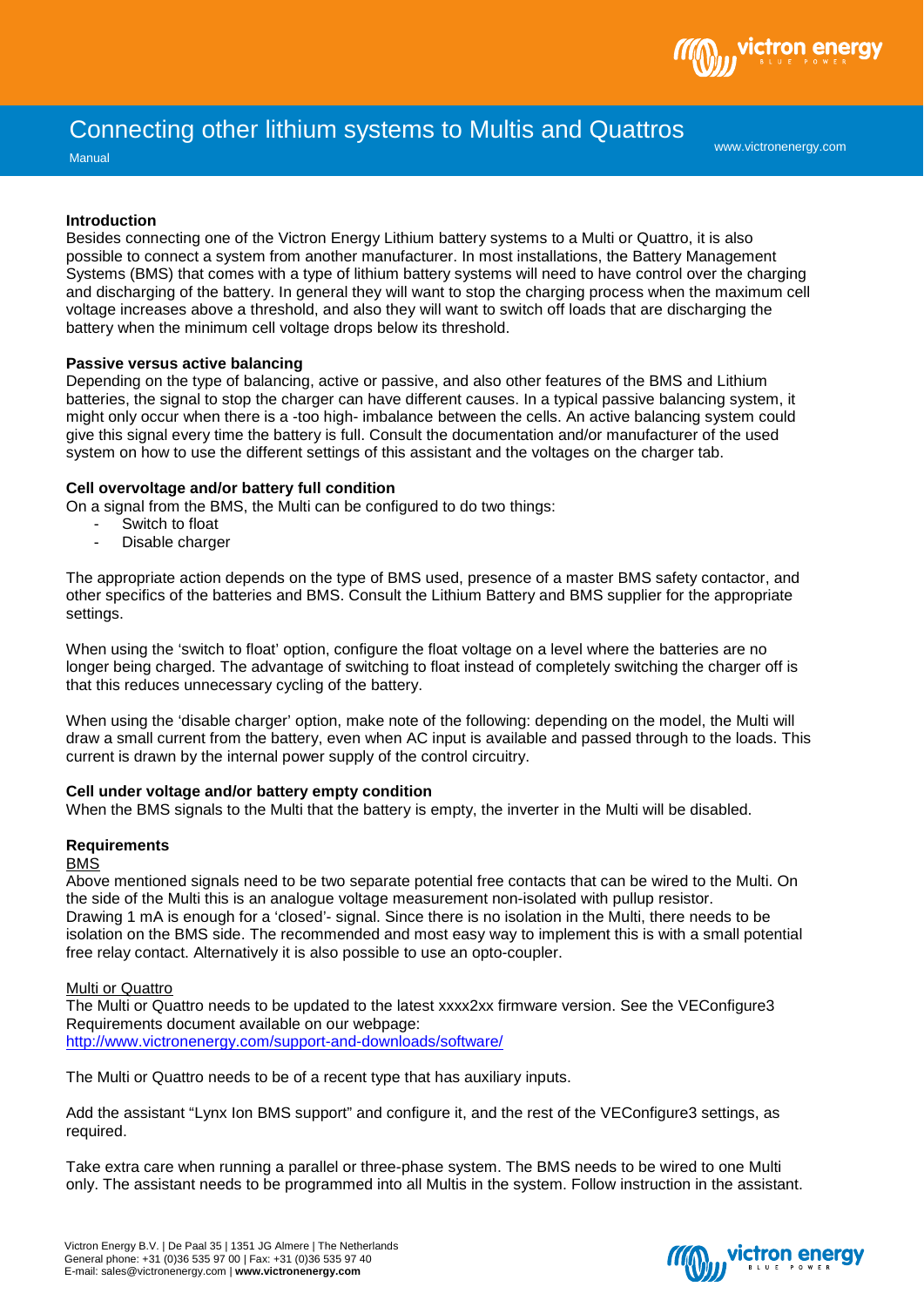# Connecting other lithium systems to Multis and Quattros

Manual

## Introduction

Besides connecting one of the Victron Energy Lithium battery systems to a Multi or Quattro, it is also possible to connect a system from another manufacturer. In most installations, the Battery Management Systems (BMS) that comes with a type of lithium battery systems will need to have control over the charging and discharging of the battery. In general they will want to stop the charging process when the maximum cell voltage increases above a threshold, and also they will want to switch off loads that are discharging the battery when the minimum cell voltage drops below its threshold.

## Passive versus active balancing

Depending on the type of balancing, active or passive, and also other features of the BMS and Lithium batteries, the signal to stop the charger can have different causes. In a typical passive balancing system, it might only occur when there is a -too high- imbalance between the cells. An active balancing system could give this signal every time the battery is full. Consult the documentation and/or manufacturer of the used system on how to use the different settings of this assistant and the voltages on the charger tab.

## Cell overvoltage and/or battery full condition

On a signal from the BMS, the Multi can be configured to do two things:

- Switch to float
- Disable charger

The appropriate action depends on the type of BMS used, presence of a master BMS safety contactor, and other specifics of the batteries and BMS. Consult the Lithium Battery and BMS supplier for the appropriate settings.

When using the 'switch to float' option, configure the float voltage on a level where the batteries are no longer being charged. The advantage of switching to float instead of completely switching the charger off is that this reduces unnecessary cycling of the battery.

When using the 'disable charger' option, make note of the following: depending on the model, the Multi will draw a small current from the battery, even when AC input is available and passed through to the loads. This current is drawn by the internal power supply of the control circuitry.

## Cell under voltage and/or battery empty condition

When the BMS signals to the Multi that the battery is empty, the inverter in the Multi will be disabled.

## Requirements

### BMS

Above mentioned signals need to be two separate potential free contacts that can be wired to the Multi. On the side of the Multi this is an analogue voltage measurement non-isolated with pullup resistor.
Drawing 1 mA is enough for a 'closed'- signal. Since there is no isolation in the Multi, there needs to be isolation on the BMS side. The recommended and most easy way to implement this is with a small potential free relay contact. Alternatively it is also possible to use an opto-coupler.

### Multi or Quattro

The Multi or Quattro needs to be updated to the latest xxxx2xx firmware version. See the VEConfigure3 Requirements document available on our webpage:
http://www.victronenergy.com/support-and-downloads/software/

The Multi or Quattro needs to be of a recent type that has auxiliary inputs.

Add the assistant "Lynx Ion BMS support" and configure it, and the rest of the VEConfigure3 settings, as required.

Take extra care when running a parallel or three-phase system. The BMS needs to be wired to one Multi only. The assistant needs to be programmed into all Multis in the system. Follow instruction in the assistant.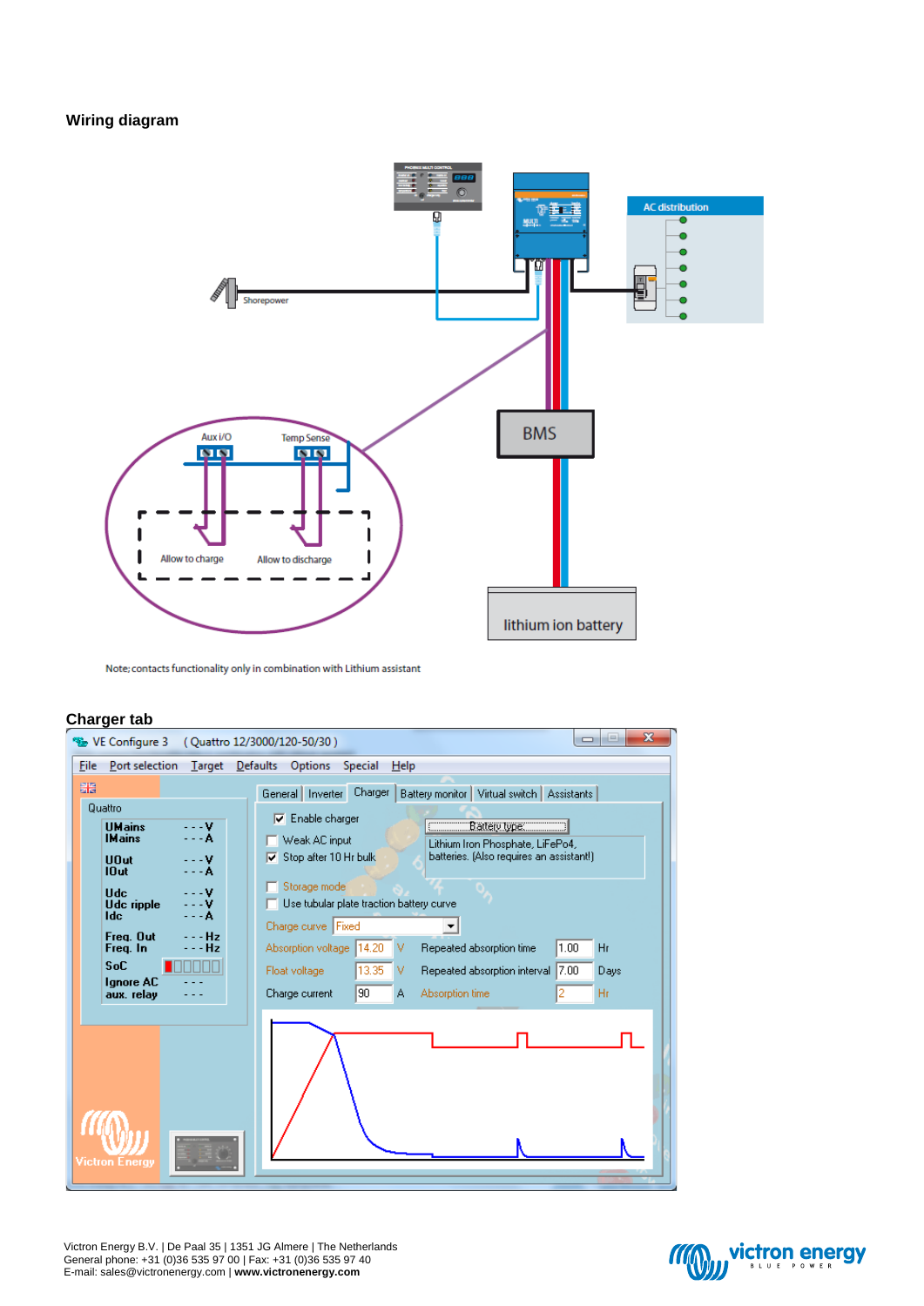## Wiring diagram

Shorepower

AC distribution

BMS

Aux i/O

Temp Sense

Allow to charge

Allow to discharge

lithium ion battery

Note; contacts functionality only in combination with Lithium assistant

## Charger tab

VE Configure 3 ( Quattro 12/3000/120-50/30 )

File Port selection Target Defaults Options Special Help

Quattro

| | |
|---|---|
| UMains | - - - V |
| IMains | - - - A |
| UOut | - - - V |
| IOut | - - - A |
| Udc | - - - V |
| Udc ripple | - - - V |
| Idc | - - - A |
| Freq. Out | - - - Hz |
| Freq. In | - - - Hz |
| SoC | |
| Ignore AC | - - - |
| aux. relay | - - - |

General | Inverter | Charger | Battery monitor | Virtual switch | Assistants

- [x] Enable charger
- [ ] Weak AC input
- [x] Stop after 10 Hr bulk
- [ ] Storage mode
- [ ] Use tubular plate traction battery curve

Battery type:

Lithium Iron Phosphate, LiFePo4, batteries. (Also requires an assistant!)

Charge curve: Fixed

| | | | | | |
|---|---|---|---|---|---|
| Absorption voltage | 14.20 V | Repeated absorption time | 1.00 | Hr |
| Float voltage | 13.35 V | Repeated absorption interval | 7.00 | Days |
| Charge current | 90 A | Absorption time | 2 | Hr |

Victron Energy B.V. | De Paal 35 | 1351 JG Almere | The Netherlands
General phone: +31 (0)36 535 97 00 | Fax: +31 (0)36 535 97 40
E-mail: sales@victronenergy.com | **www.victronenergy.com**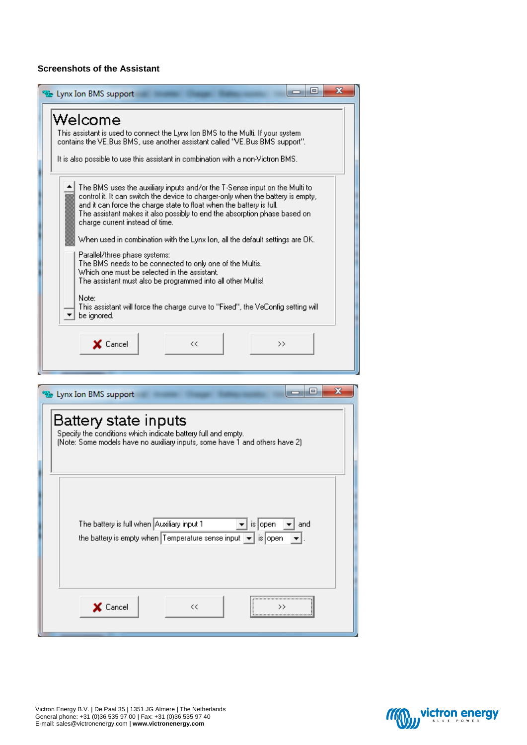**Screenshots of the Assistant**

Lynx Ion BMS support

# Welcome

This assistant is used to connect the Lynx Ion BMS to the Multi. If your system contains the VE.Bus BMS, use another assistant called "VE.Bus BMS support".

It is also possible to use this assistant in combination with a non-Victron BMS.

The BMS uses the auxiliary inputs and/or the T-Sense input on the Multi to control it. It can switch the device to charger-only when the battery is empty, and it can force the charge state to float when the battery is full.
The assistant makes it also possibly to end the absorption phase based on charge current instead of time.

When used in combination with the Lynx Ion, all the default settings are OK.

Parallel/three phase systems:
The BMS needs to be connected to only one of the Multis.
Which one must be selected in the assistant.
The assistant must also be programmed into all other Multis!

Note:
This assistant will force the charge curve to "Fixed", the VeConfig setting will be ignored.

Cancel | << | >>

Lynx Ion BMS support

# Battery state inputs

Specify the conditions which indicate battery full and empty.
(Note: Some models have no auxiliary inputs, some have 1 and others have 2)

The battery is full when Auxiliary input 1 is open and
the battery is empty when Temperature sense input is open.

Cancel | << | >>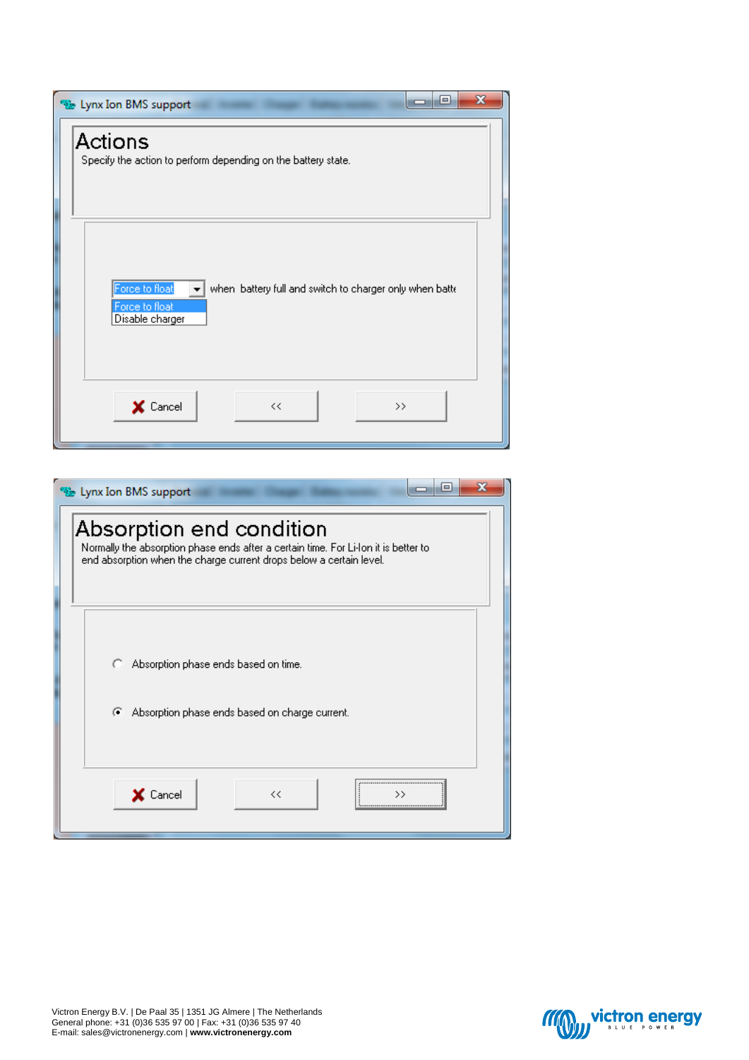**Lynx Ion BMS support**

## Actions

Specify the action to perform depending on the battery state.

Force to float ▾ when battery full and switch to charger only when batte

- Force to float
- Disable charger

✘ Cancel | << | >>

---

**Lynx Ion BMS support**

## Absorption end condition

Normally the absorption phase ends after a certain time. For Li-Ion it is better to end absorption when the charge current drops below a certain level.

- ○ Absorption phase ends based on time.
- ◉ Absorption phase ends based on charge current.

✘ Cancel | << | >>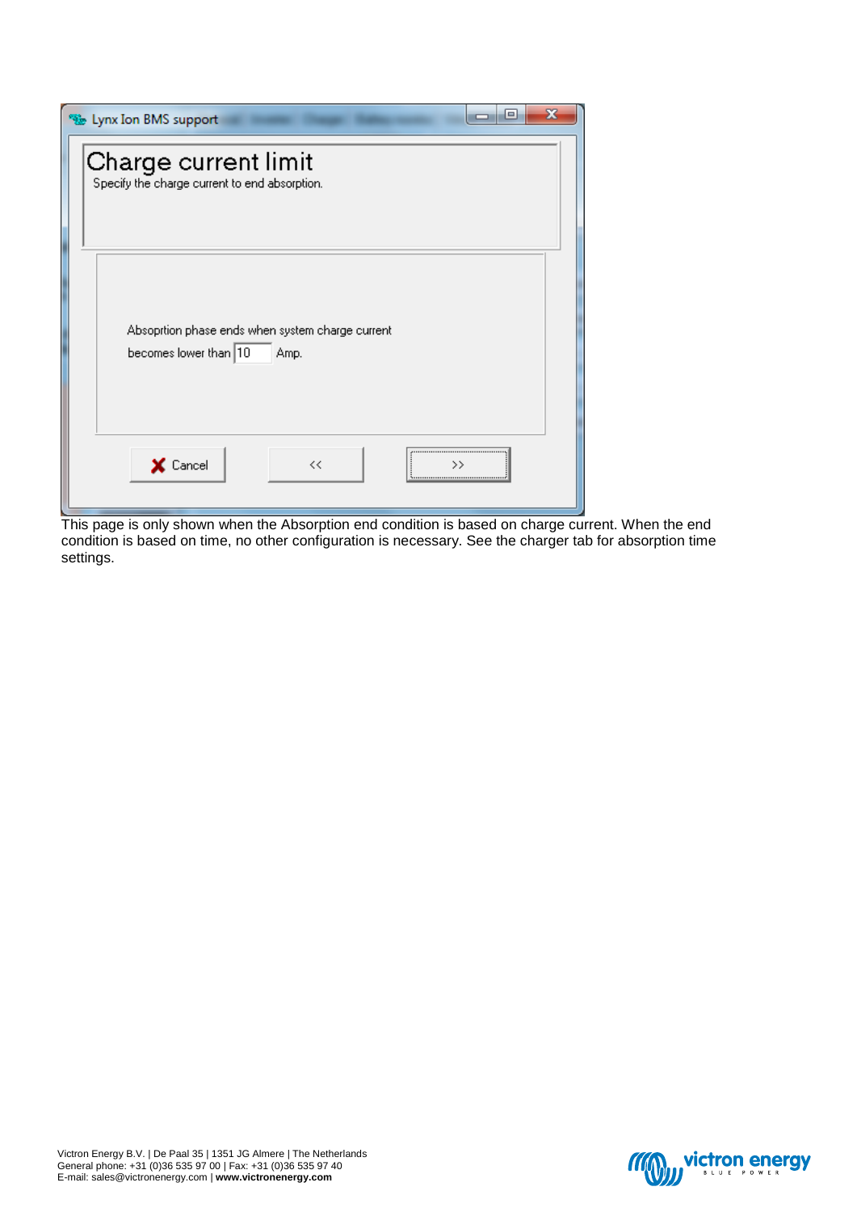Lynx Ion BMS support

# Charge current limit

Specify the charge current to end absorption.

Absoprtion phase ends when system charge current becomes lower than 10 Amp.

Cancel | << | >>

This page is only shown when the Absorption end condition is based on charge current. When the end condition is based on time, no other configuration is necessary. See the charger tab for absorption time settings.

Victron Energy B.V. | De Paal 35 | 1351 JG Almere | The Netherlands
General phone: +31 (0)36 535 97 00 | Fax: +31 (0)36 535 97 40
E-mail: sales@victronenergy.com | **www.victronenergy.com**